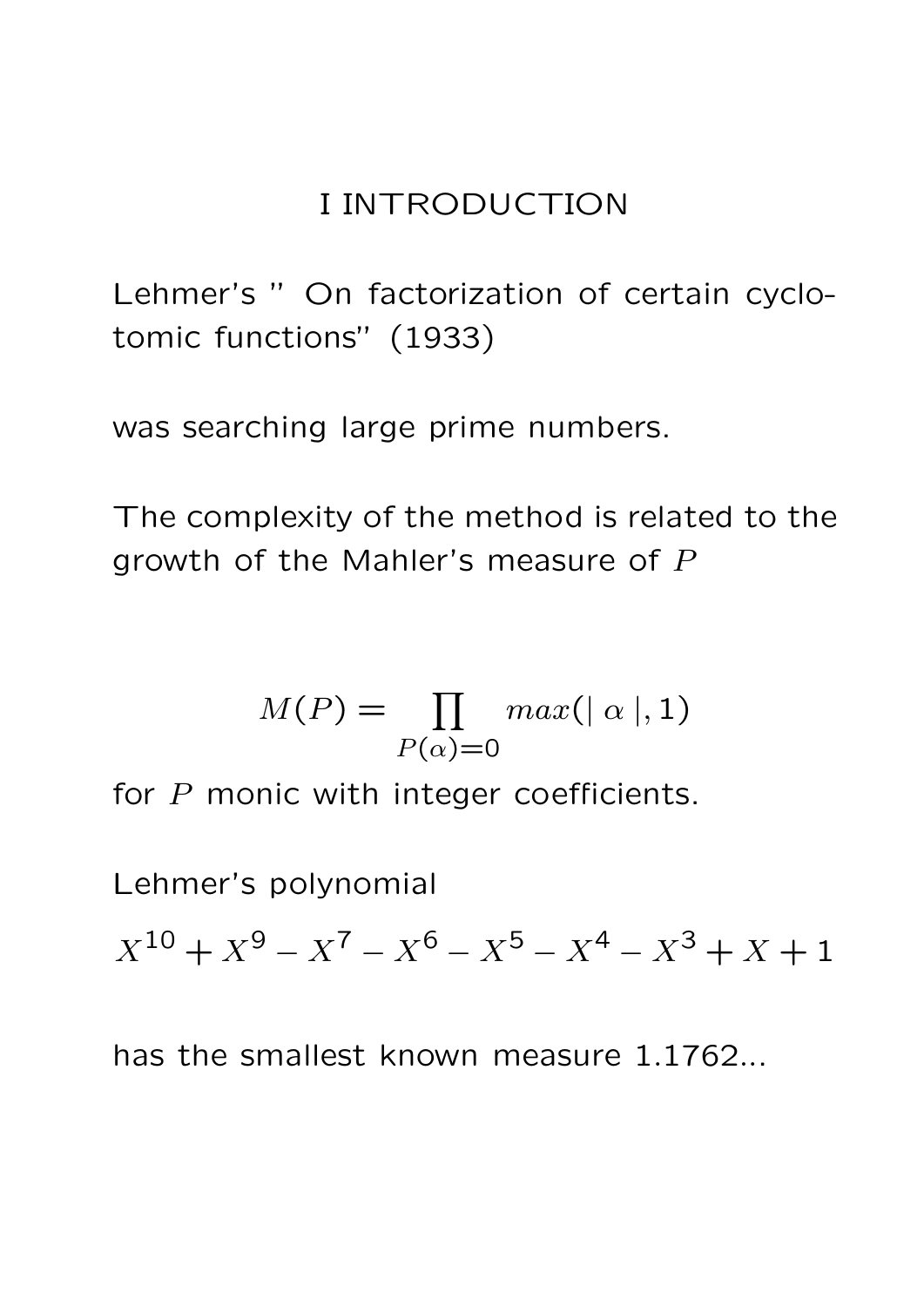# I INTRODUCTION

Lehmer's " On factorization of certain cyclotomic functions" (1933)

was searching large prime numbers.

The complexity of the method is related to the growth of the Mahler's measure of $P$

$$M(P) = \prod_{P(\alpha)=0} max(\mid \alpha \mid, 1)$$

for $P$ monic with integer coefficients.

Lehmer's polynomial

$X^{10} + X^9 - X^7 - X^6 - X^5 - X^4 - X^3 + X + 1$

has the smallest known measure 1.1762...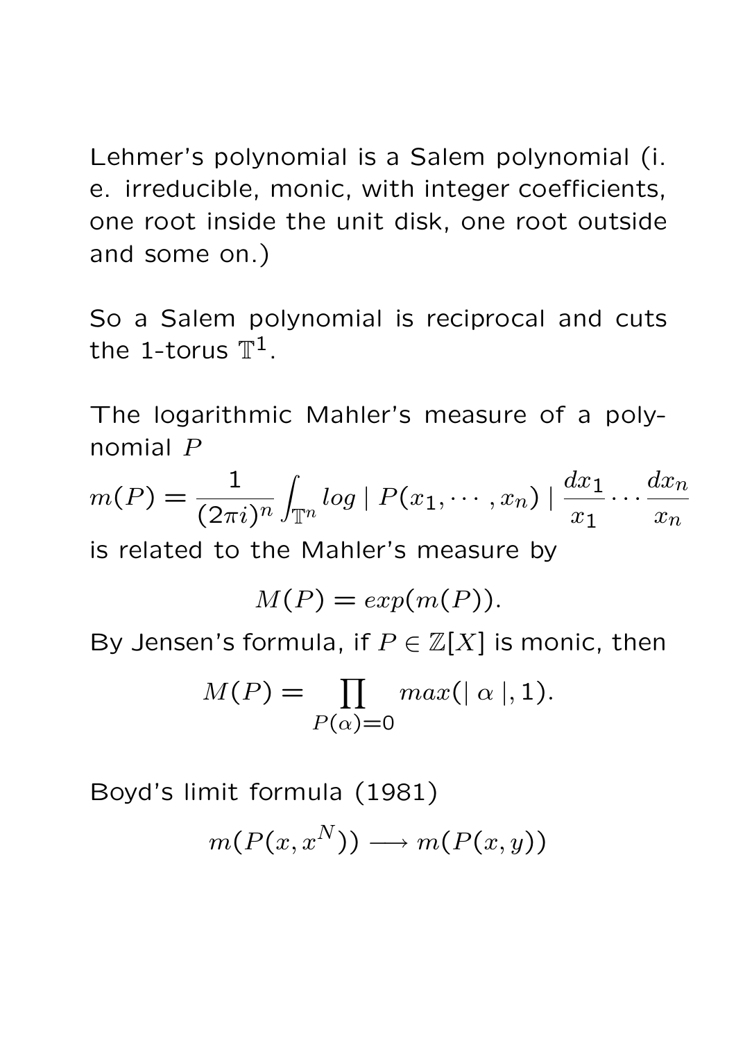Lehmer's polynomial is a Salem polynomial (i. e. irreducible, monic, with integer coefficients, one root inside the unit disk, one root outside and some on.)

So a Salem polynomial is reciprocal and cuts the 1-torus $\mathbb{T}^1$.

The logarithmic Mahler's measure of a polynomial $P$

$$m(P) = \frac{1}{(2\pi i)^n} \int_{\mathbb{T}^n} log \mid P(x_1, \cdots, x_n) \mid \frac{dx_1}{x_1} \cdots \frac{dx_n}{x_n}$$

is related to the Mahler's measure by

$$M(P) = exp(m(P)).$$

By Jensen's formula, if $P \in \mathbb{Z}[X]$ is monic, then

$$M(P) = \prod_{P(\alpha)=0} max(\mid \alpha \mid, 1).$$

Boyd's limit formula (1981)

$$m(P(x, x^N)) \longrightarrow m(P(x, y))$$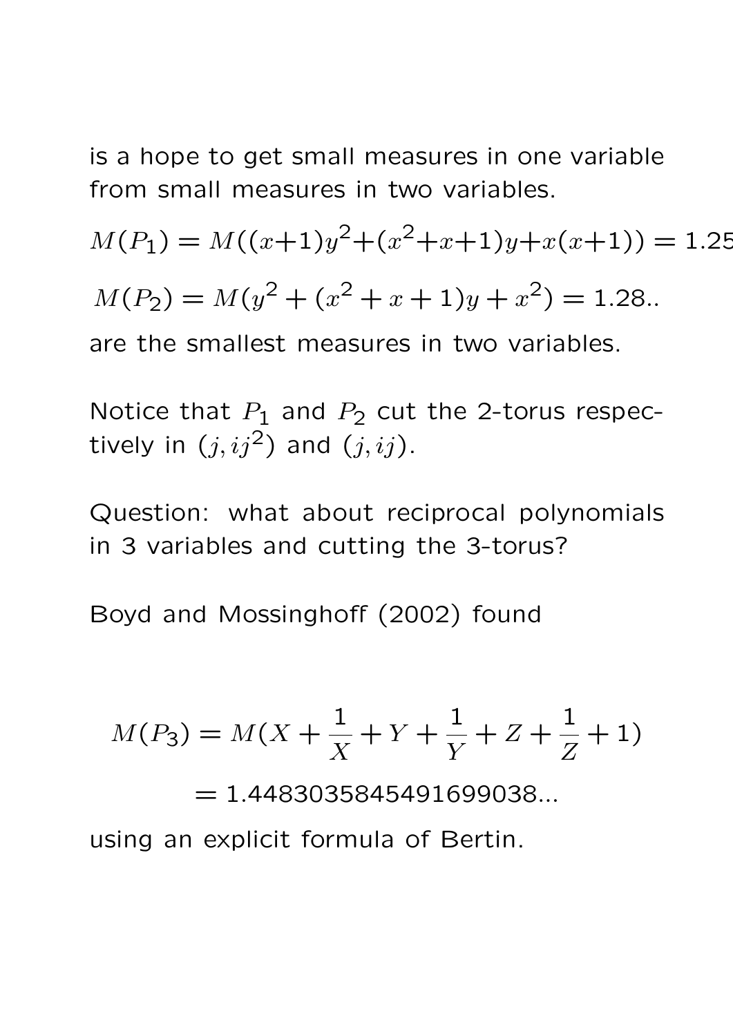is a hope to get small measures in one variable from small measures in two variables.

$M(P_1) = M((x+1)y^2+(x^2+x+1)y+x(x+1)) = 1.25$

$M(P_2) = M(y^2 + (x^2 + x + 1)y + x^2) = 1.28..$

are the smallest measures in two variables.

Notice that $P_1$ and $P_2$ cut the 2-torus respectively in $(j, ij^2)$ and $(j, ij)$.

Question: what about reciprocal polynomials in 3 variables and cutting the 3-torus?

Boyd and Mossinghoff (2002) found

$$M(P_3) = M(X + \frac{1}{X} + Y + \frac{1}{Y} + Z + \frac{1}{Z} + 1)$$

$$= 1.4483035845491699038...$$

using an explicit formula of Bertin.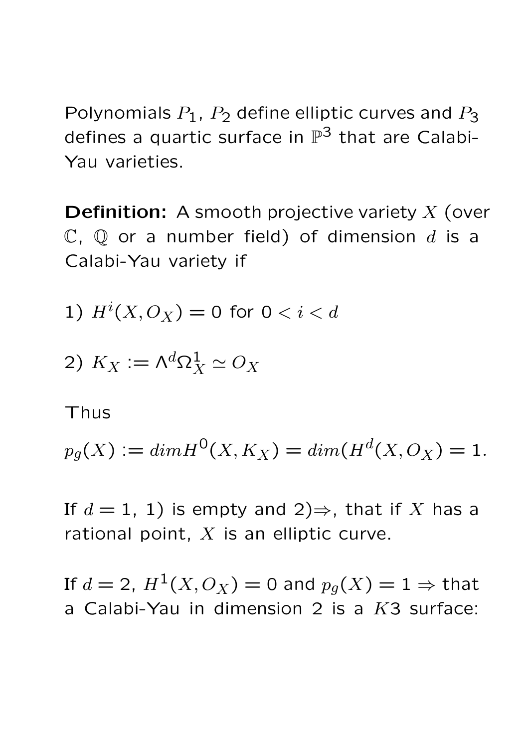Polynomials $P_1$, $P_2$ define elliptic curves and $P_3$ defines a quartic surface in $\mathbb{P}^3$ that are Calabi-Yau varieties.

**Definition:** A smooth projective variety $X$ (over $\mathbb{C}$, $\mathbb{Q}$ or a number field) of dimension $d$ is a Calabi-Yau variety if

1) $H^i(X, O_X) = 0$ for $0 < i < d$

2) $K_X := \Lambda^d \Omega^1_X \simeq O_X$

Thus

$p_g(X) := dim H^0(X, K_X) = dim(H^d(X, O_X) = 1.$

If $d = 1$, 1) is empty and 2)$\Rightarrow$, that if $X$ has a rational point, $X$ is an elliptic curve.

If $d = 2$, $H^1(X, O_X) = 0$ and $p_g(X) = 1 \Rightarrow$ that a Calabi-Yau in dimension 2 is a $K3$ surface: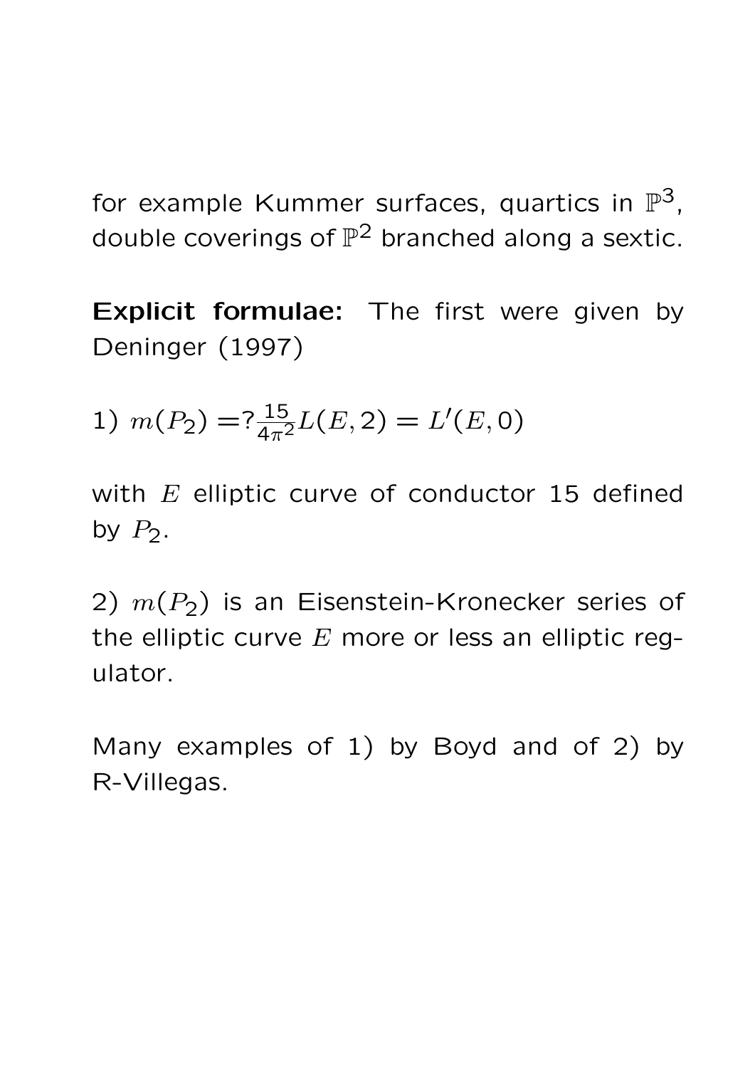for example Kummer surfaces, quartics in $\mathbb{P}^3$, double coverings of $\mathbb{P}^2$ branched along a sextic.

**Explicit formulae:** The first were given by Deninger (1997)

1) $m(P_2) =? \frac{15}{4\pi^2} L(E,2) = L'(E,0)$

with $E$ elliptic curve of conductor 15 defined by $P_2$.

2) $m(P_2)$ is an Eisenstein-Kronecker series of the elliptic curve $E$ more or less an elliptic regulator.

Many examples of 1) by Boyd and of 2) by R-Villegas.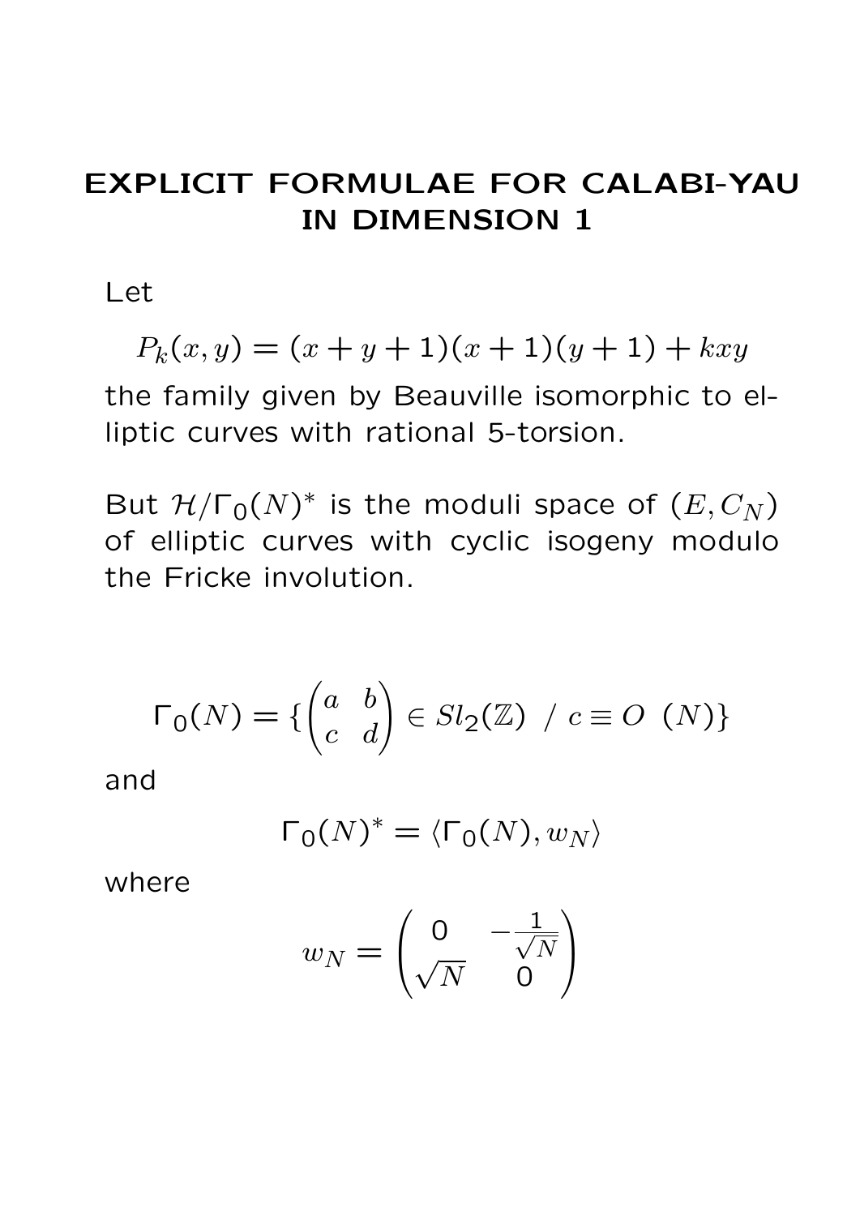## EXPLICIT FORMULAE FOR CALABI-YAU IN DIMENSION 1

Let

$$P_k(x,y) = (x+y+1)(x+1)(y+1) + kxy$$

the family given by Beauville isomorphic to elliptic curves with rational 5-torsion.

But $\mathcal{H}/\Gamma_0(N)^*$ is the moduli space of $(E, C_N)$ of elliptic curves with cyclic isogeny modulo the Fricke involution.

$$\Gamma_0(N) = \{ \begin{pmatrix} a & b \\ c & d \end{pmatrix} \in Sl_2(\mathbb{Z}) \ / \ c \equiv O \ \ (N) \}$$

and

$$\Gamma_0(N)^* = \langle \Gamma_0(N), w_N \rangle$$

where

$$w_N = \begin{pmatrix} 0 & -\frac{1}{\sqrt{N}} \\ \sqrt{N} & 0 \end{pmatrix}$$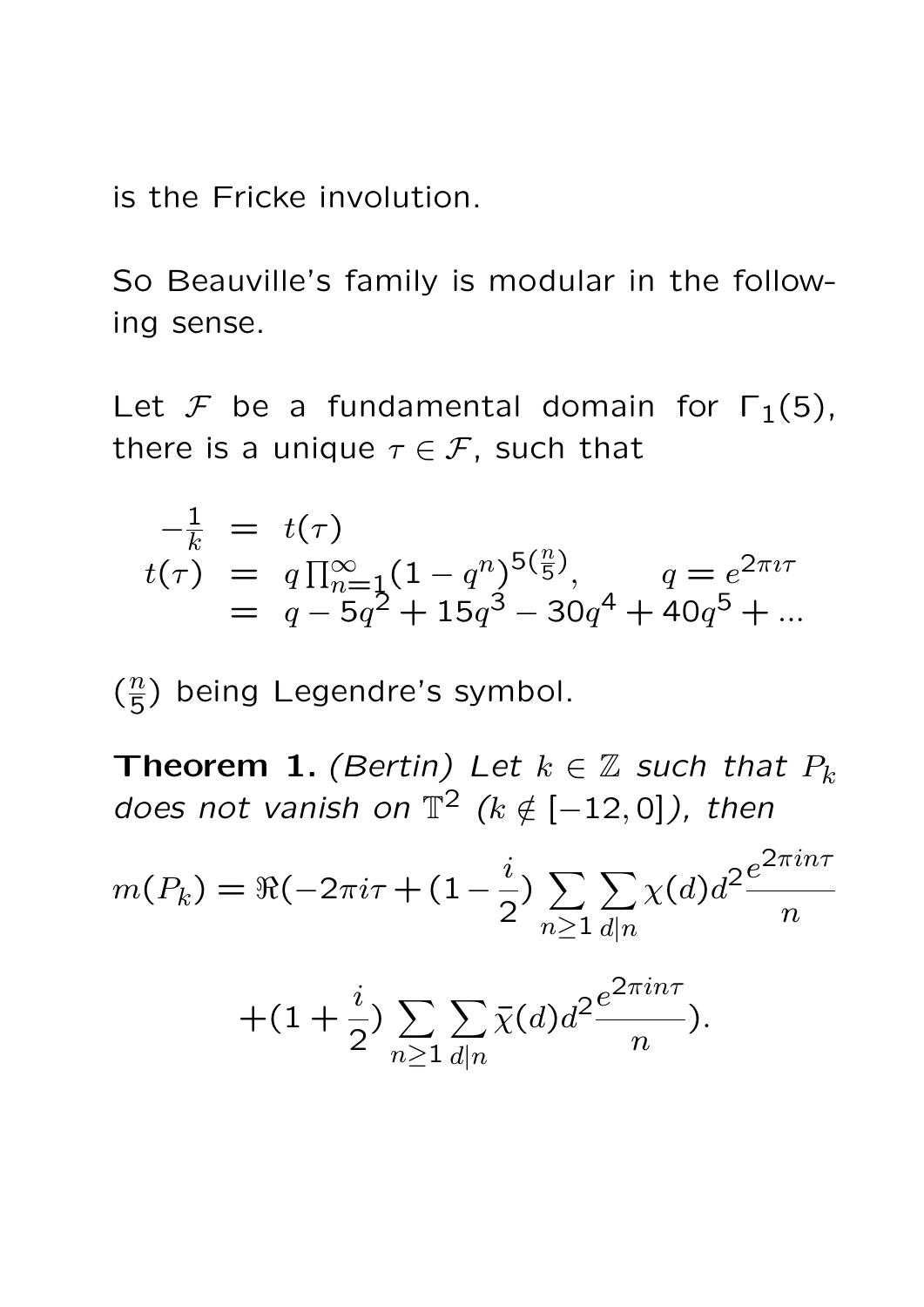is the Fricke involution.

So Beauville's family is modular in the following sense.

Let $\mathcal{F}$ be a fundamental domain for $\Gamma_1(5)$, there is a unique $\tau \in \mathcal{F}$, such that

$$\begin{aligned} -\tfrac{1}{k} &= t(\tau) \\ t(\tau) &= q\prod_{n=1}^{\infty}(1-q^n)^{5(\frac{n}{5})}, \qquad q = e^{2\pi\imath\tau} \\ &= q - 5q^2 + 15q^3 - 30q^4 + 40q^5 + \ldots \end{aligned}$$

$(\frac{n}{5})$ being Legendre's symbol.

**Theorem 1.** *(Bertin) Let $k \in \mathbb{Z}$ such that $P_k$ does not vanish on $\mathbb{T}^2$ ($k \notin [-12, 0]$), then*

$$m(P_k) = \Re(-2\pi i\tau + (1 - \frac{i}{2})\sum_{n\geq 1}\sum_{d|n}\chi(d)d^2\frac{e^{2\pi i n\tau}}{n}$$

$$+(1 + \frac{i}{2})\sum_{n\geq 1}\sum_{d|n}\bar{\chi}(d)d^2\frac{e^{2\pi i n\tau}}{n}).$$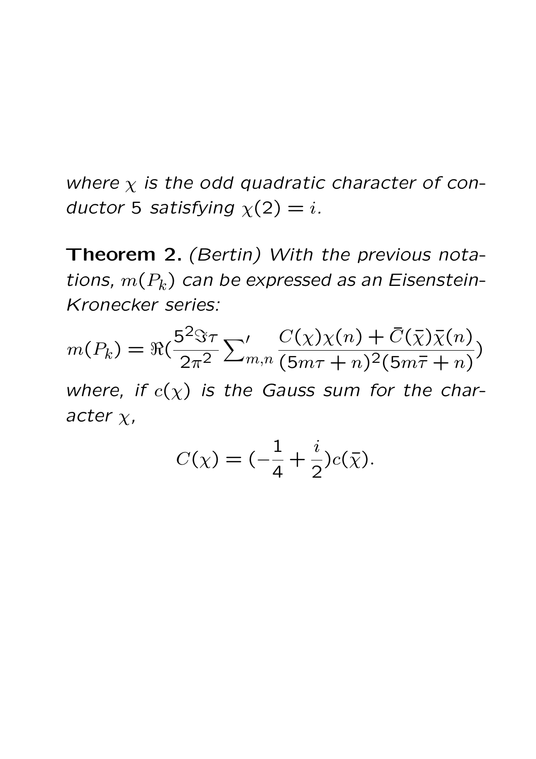*where $\chi$ is the odd quadratic character of conductor 5 satisfying $\chi(2) = i$.*

**Theorem 2.** *(Bertin) With the previous notations, $m(P_k)$ can be expressed as an Eisenstein-Kronecker series:*

$$m(P_k) = \Re\left(\frac{5^2 \Im\tau}{2\pi^2} \sum\nolimits'_{m,n} \frac{C(\chi)\chi(n) + \bar{C}(\bar{\chi})\bar{\chi}(n)}{(5m\tau + n)^2 (5m\bar{\tau} + n)}\right)$$

*where, if $c(\chi)$ is the Gauss sum for the character $\chi$,*

$$C(\chi) = \left(-\frac{1}{4} + \frac{i}{2}\right) c(\bar{\chi}).$$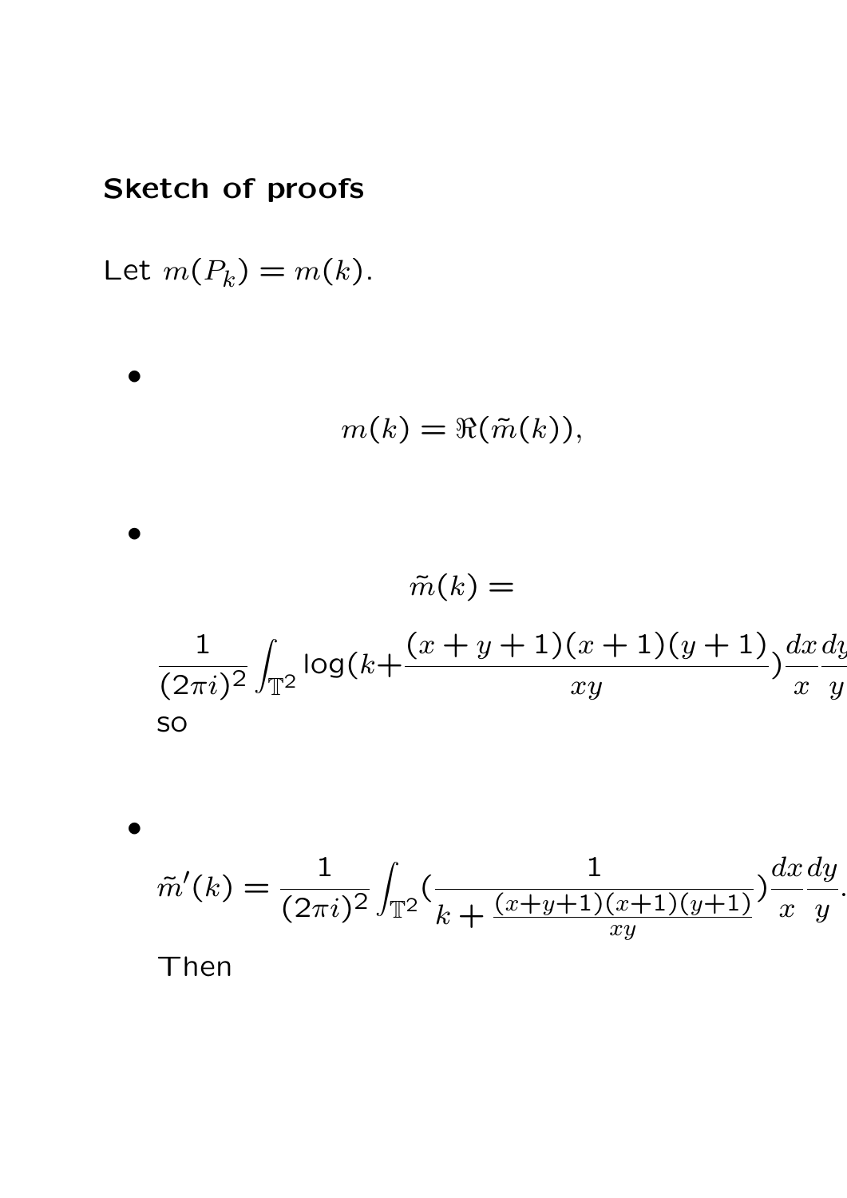## Sketch of proofs

Let $m(P_k) = m(k)$.

- $$m(k) = \Re(\tilde{m}(k)),$$

- $$\tilde{m}(k) =$$
  $$\frac{1}{(2\pi i)^2}\int_{\mathbb{T}^2} \log(k + \frac{(x+y+1)(x+1)(y+1)}{xy})\frac{dx}{x}\frac{dy}{y}$$
  so

- $$\tilde{m}'(k) = \frac{1}{(2\pi i)^2}\int_{\mathbb{T}^2}(\frac{1}{k + \frac{(x+y+1)(x+1)(y+1)}{xy}})\frac{dx}{x}\frac{dy}{y}.$$

  Then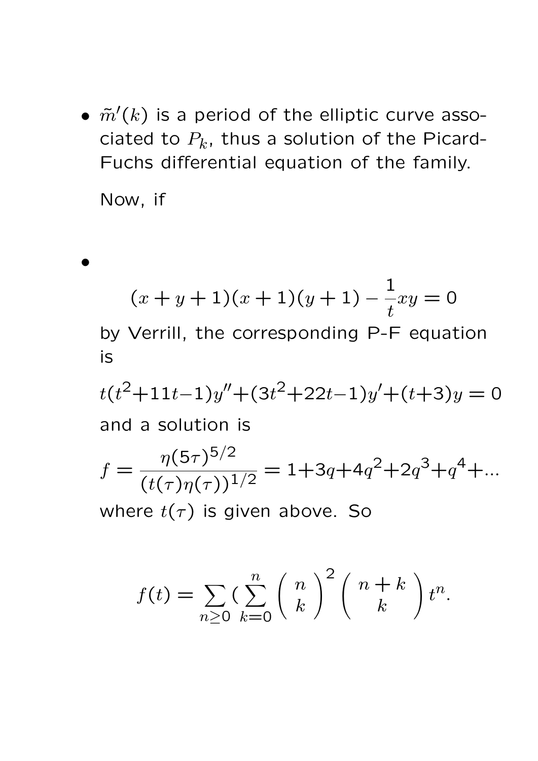- $\tilde{m}'(k)$ is a period of the elliptic curve associated to $P_k$, thus a solution of the Picard-Fuchs differential equation of the family.

  Now, if

- $$(x+y+1)(x+1)(y+1) - \frac{1}{t}xy = 0$$

  by Verrill, the corresponding P-F equation is

  $$t(t^2+11t-1)y''+(3t^2+22t-1)y'+(t+3)y = 0$$

  and a solution is

  $$f = \frac{\eta(5\tau)^{5/2}}{(t(\tau)\eta(\tau))^{1/2}} = 1+3q+4q^2+2q^3+q^4+...$$

  where $t(\tau)$ is given above. So

  $$f(t) = \sum_{n\geq 0} (\sum_{k=0}^{n} \binom{n}{k}^2 \binom{n+k}{k} t^n.$$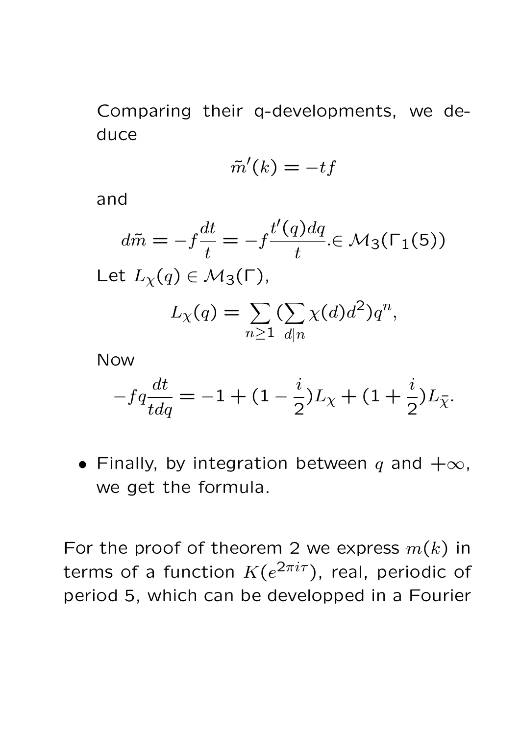Comparing their q-developments, we deduce

$$\tilde{m}'(k) = -tf$$

and

$$d\tilde{m} = -f\frac{dt}{t} = -f\frac{t'(q)dq}{t}. \in \mathcal{M}_3(\Gamma_1(5))$$

Let $L_\chi(q) \in \mathcal{M}_3(\Gamma)$,

$$L_\chi(q) = \sum_{n \geq 1} (\sum_{d|n} \chi(d) d^2) q^n,$$

Now

$$-fq\frac{dt}{tdq} = -1 + (1 - \frac{i}{2})L_\chi + (1 + \frac{i}{2})L_{\bar{\chi}}.$$

- Finally, by integration between $q$ and $+\infty$, we get the formula.

For the proof of theorem 2 we express $m(k)$ in terms of a function $K(e^{2\pi i\tau})$, real, periodic of period 5, which can be developped in a Fourier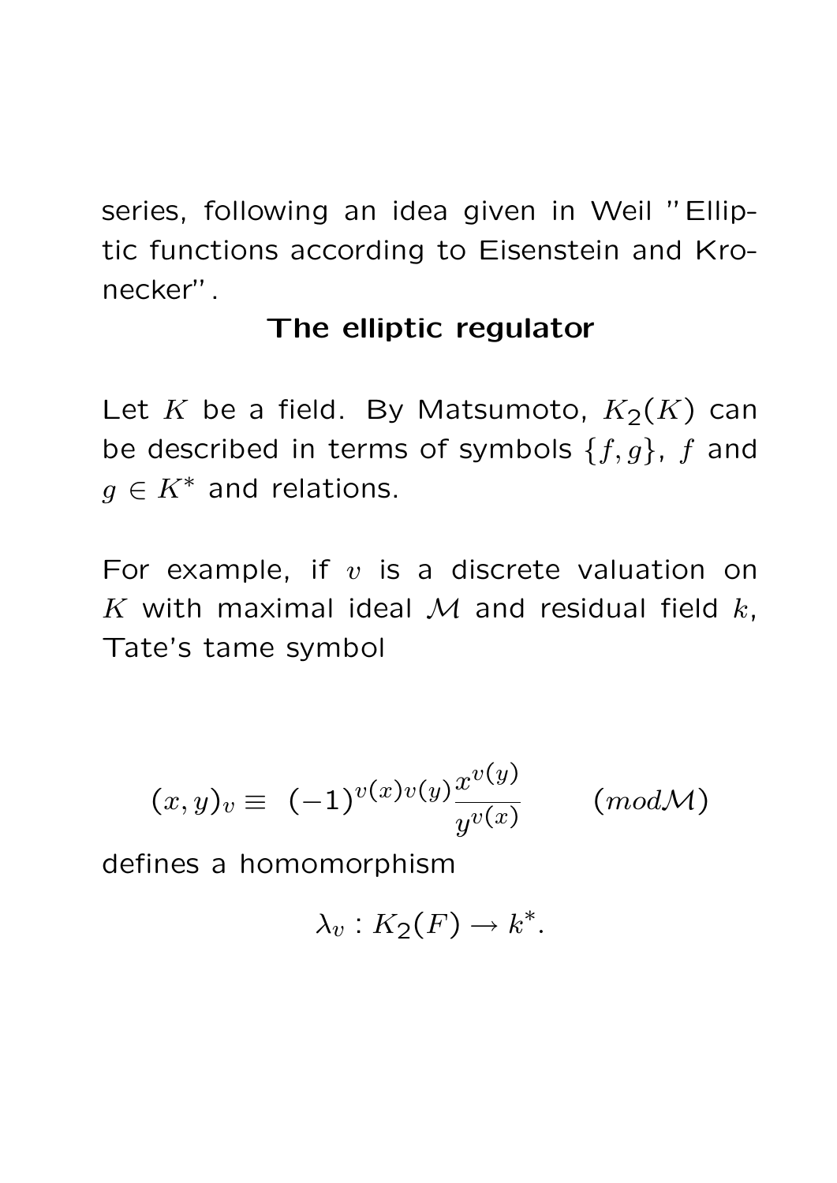series, following an idea given in Weil "Elliptic functions according to Eisenstein and Kronecker".

**The elliptic regulator**

Let $K$ be a field. By Matsumoto, $K_2(K)$ can be described in terms of symbols $\{f, g\}$, $f$ and $g \in K^*$ and relations.

For example, if $v$ is a discrete valuation on $K$ with maximal ideal $\mathcal{M}$ and residual field $k$, Tate's tame symbol

$$(x, y)_v \equiv \ (-1)^{v(x)v(y)} \frac{x^{v(y)}}{y^{v(x)}} \qquad (mod \mathcal{M})$$

defines a homomorphism

$$\lambda_v : K_2(F) \to k^*.$$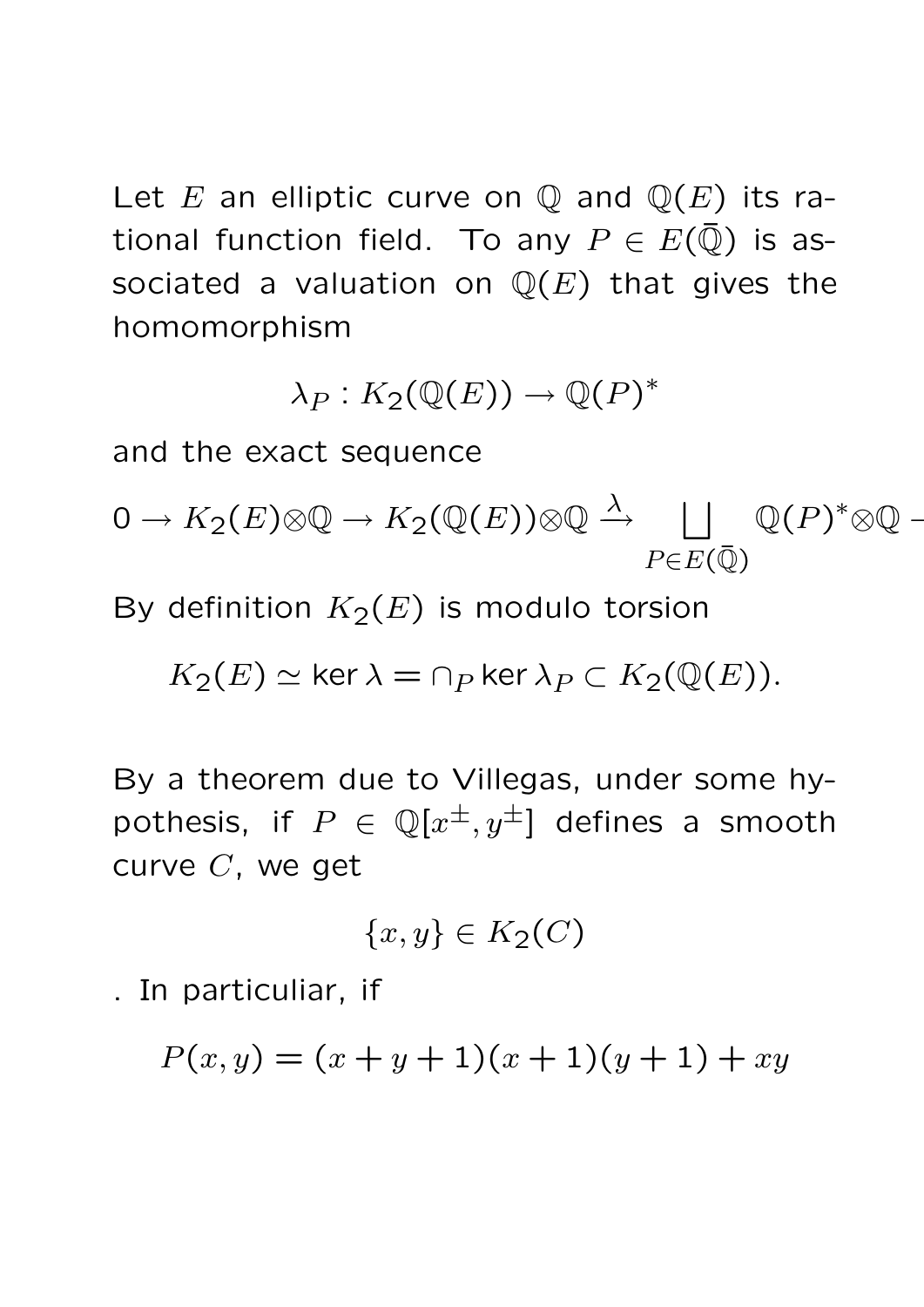Let $E$ an elliptic curve on $\mathbb{Q}$ and $\mathbb{Q}(E)$ its rational function field. To any $P \in E(\bar{\mathbb{Q}})$ is associated a valuation on $\mathbb{Q}(E)$ that gives the homomorphism

$$\lambda_P : K_2(\mathbb{Q}(E)) \to \mathbb{Q}(P)^*$$

and the exact sequence

$$0 \to K_2(E)\otimes\mathbb{Q} \to K_2(\mathbb{Q}(E))\otimes\mathbb{Q} \xrightarrow{\lambda} \coprod_{P\in E(\bar{\mathbb{Q}})} \mathbb{Q}(P)^*\otimes\mathbb{Q} -$$

By definition $K_2(E)$ is modulo torsion

$$K_2(E) \simeq \ker\lambda = \cap_P \ker\lambda_P \subset K_2(\mathbb{Q}(E)).$$

By a theorem due to Villegas, under some hypothesis, if $P \in \mathbb{Q}[x^{\pm}, y^{\pm}]$ defines a smooth curve $C$, we get

$$\{x, y\} \in K_2(C)$$

. In particuliar, if

$$P(x, y) = (x + y + 1)(x + 1)(y + 1) + xy$$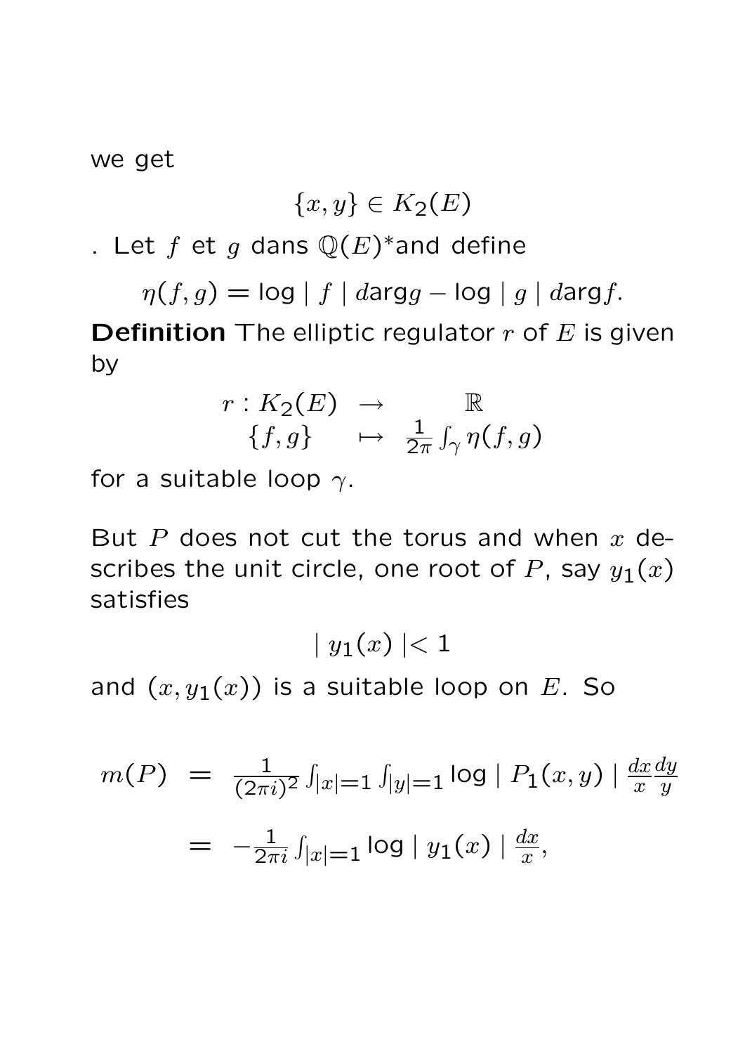we get

$$\{x, y\} \in K_2(E)$$

. Let $f$ et $g$ dans $\mathbb{Q}(E)^*$and define

$$\eta(f, g) = \log \mid f \mid d\arg g - \log \mid g \mid d\arg f.$$

**Definition** The elliptic regulator $r$ of $E$ is given by

$$\begin{array}{rcc} r : K_2(E) & \rightarrow & \mathbb{R} \\ \{f, g\} & \mapsto & \frac{1}{2\pi} \int_\gamma \eta(f, g) \end{array}$$

for a suitable loop $\gamma$.

But $P$ does not cut the torus and when $x$ describes the unit circle, one root of $P$, say $y_1(x)$ satisfies

$$\mid y_1(x) \mid < 1$$

and $(x, y_1(x))$ is a suitable loop on $E$. So

$$\begin{aligned} m(P) &= \frac{1}{(2\pi i)^2} \int_{|x|=1} \int_{|y|=1} \log \mid P_1(x, y) \mid \frac{dx}{x} \frac{dy}{y} \\ &= -\frac{1}{2\pi i} \int_{|x|=1} \log \mid y_1(x) \mid \frac{dx}{x}, \end{aligned}$$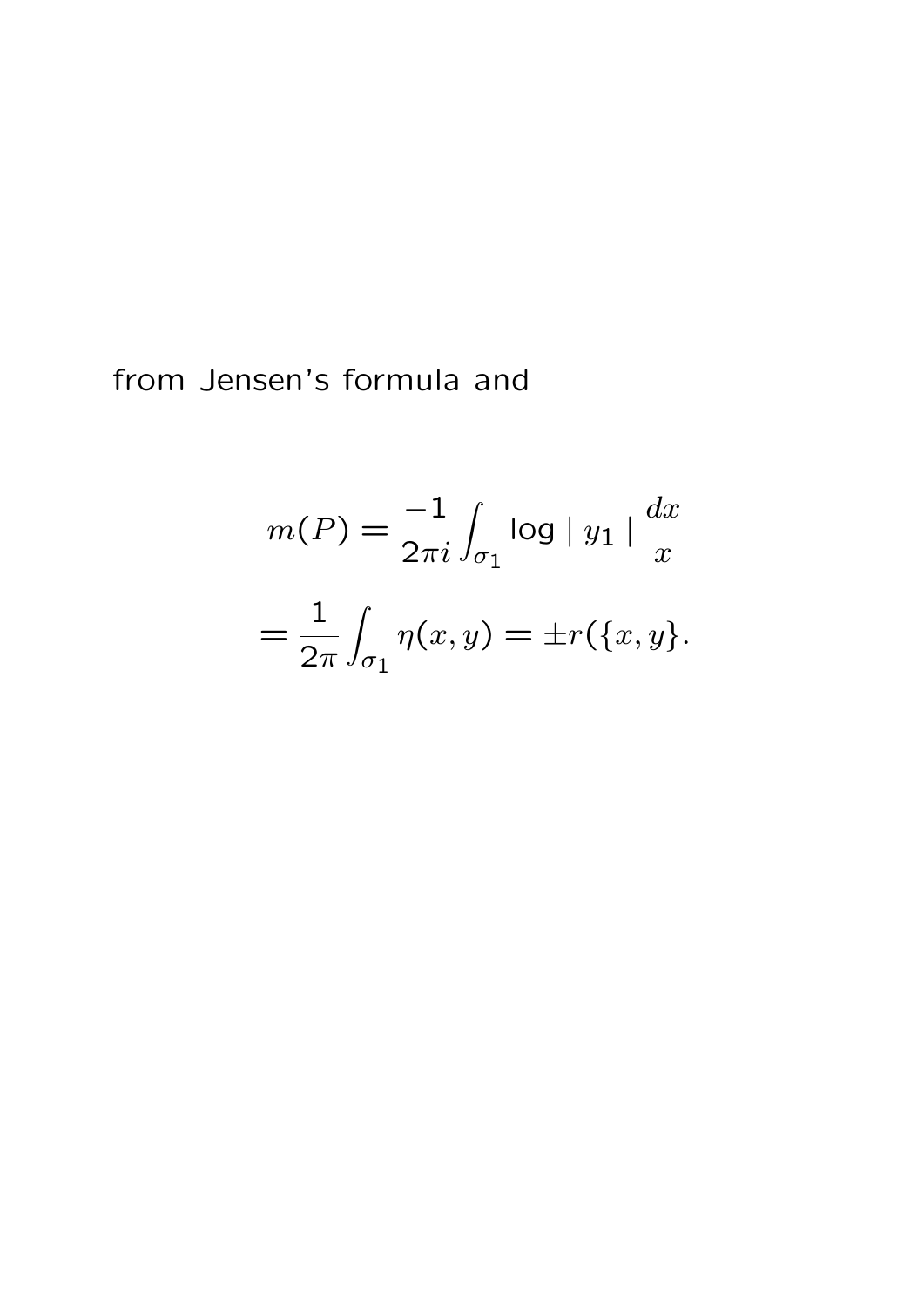from Jensen's formula and

$$m(P) = \frac{-1}{2\pi i} \int_{\sigma_1} \log \mid y_1 \mid \frac{dx}{x}$$

$$= \frac{1}{2\pi} \int_{\sigma_1} \eta(x,y) = \pm r(\{x,y\}.$$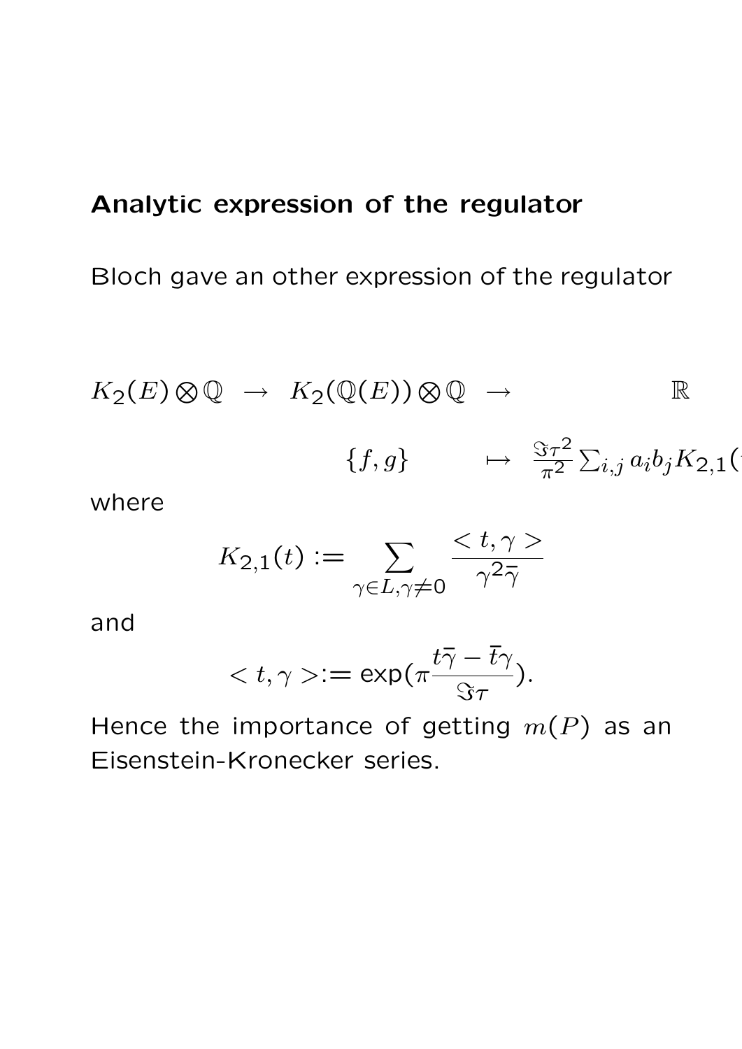## Analytic expression of the regulator

Bloch gave an other expression of the regulator

$$
\begin{array}{ccccc}
K_2(E) \otimes \mathbb{Q} & \to & K_2(\mathbb{Q}(E)) \otimes \mathbb{Q} & \to & \mathbb{R} \\
 & & \{f, g\} & \mapsto & \frac{\Im\tau^2}{\pi^2} \sum_{i,j} a_i b_j K_{2,1}(
\end{array}
$$

where

$$
K_{2,1}(t) := \sum_{\gamma \in L, \gamma \neq 0} \frac{< t, \gamma >}{\gamma^2 \bar{\gamma}}
$$

and

$$
< t, \gamma > := \exp(\pi \frac{t\bar{\gamma} - \bar{t}\gamma}{\Im\tau}).
$$

Hence the importance of getting $m(P)$ as an Eisenstein-Kronecker series.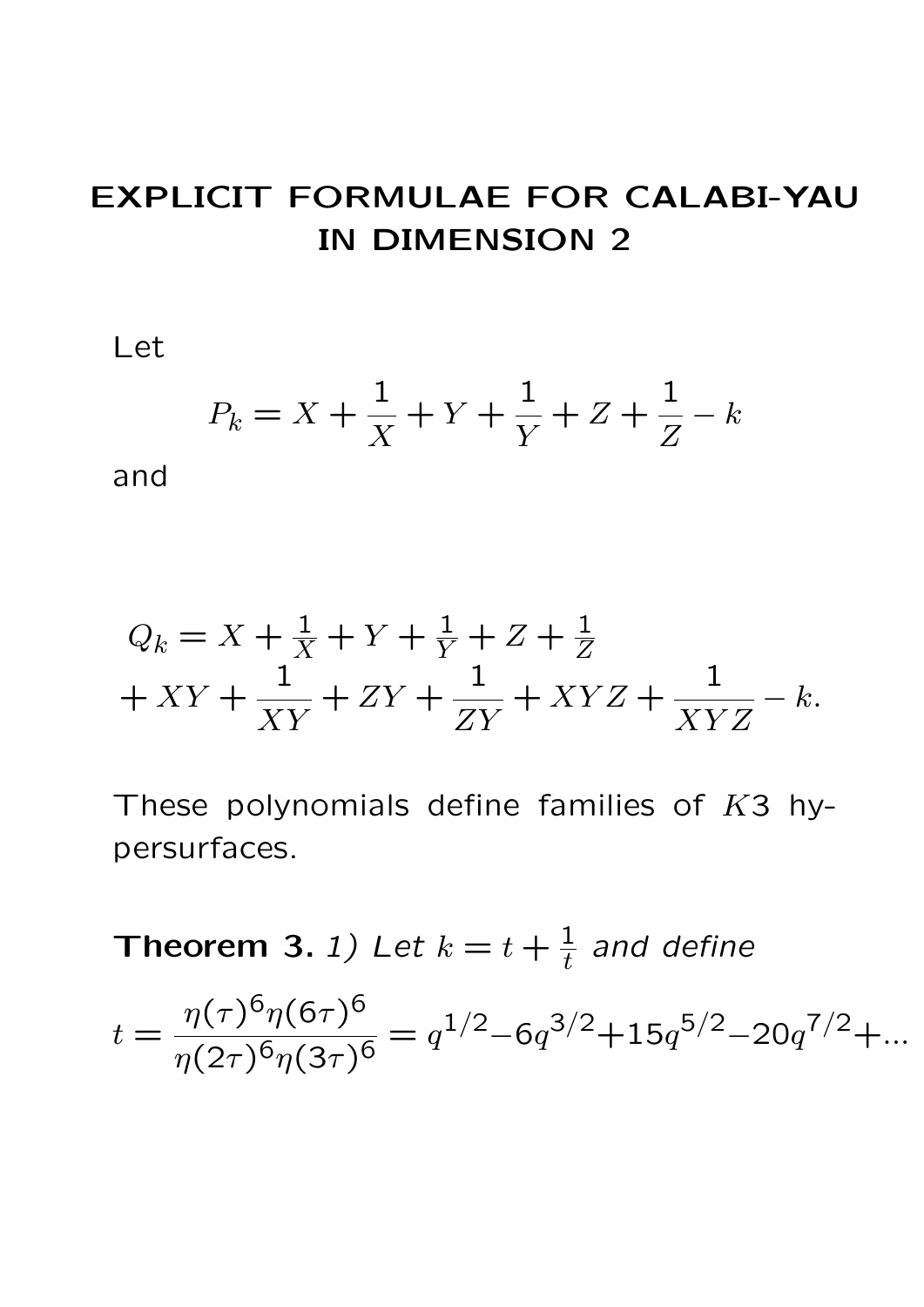# EXPLICIT FORMULAE FOR CALABI-YAU IN DIMENSION 2

Let

$$P_k = X + \frac{1}{X} + Y + \frac{1}{Y} + Z + \frac{1}{Z} - k$$

and

$$Q_k = X + \tfrac{1}{X} + Y + \tfrac{1}{Y} + Z + \tfrac{1}{Z}$$
$$+ XY + \frac{1}{XY} + ZY + \frac{1}{ZY} + XYZ + \frac{1}{XYZ} - k.$$

These polynomials define families of $K3$ hypersurfaces.

**Theorem 3.** *1) Let $k = t + \frac{1}{t}$ and define*

$$t = \frac{\eta(\tau)^6 \eta(6\tau)^6}{\eta(2\tau)^6 \eta(3\tau)^6} = q^{1/2} - 6q^{3/2} + 15q^{5/2} - 20q^{7/2} + \ldots$$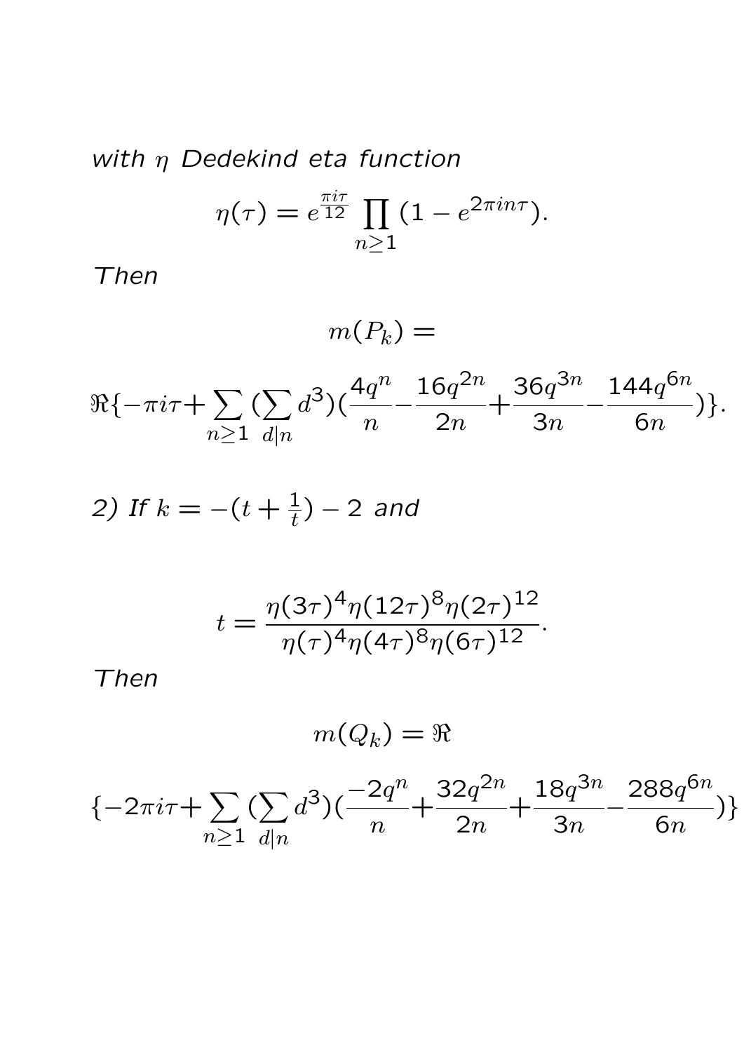*with $\eta$ Dedekind eta function*

$$\eta(\tau) = e^{\frac{\pi i \tau}{12}} \prod_{n \geq 1} (1 - e^{2\pi i n \tau}).$$

*Then*

$$m(P_k) =$$

$$\Re\{-\pi i \tau + \sum_{n \geq 1} (\sum_{d|n} d^3)(\frac{4q^n}{n} - \frac{16q^{2n}}{2n} + \frac{36q^{3n}}{3n} - \frac{144q^{6n}}{6n})\}.$$

*2) If $k = -(t + \frac{1}{t}) - 2$ and*

$$t = \frac{\eta(3\tau)^4 \eta(12\tau)^8 \eta(2\tau)^{12}}{\eta(\tau)^4 \eta(4\tau)^8 \eta(6\tau)^{12}}.$$

*Then*

$$m(Q_k) = \Re$$

$$\{-2\pi i \tau + \sum_{n \geq 1} (\sum_{d|n} d^3)(\frac{-2q^n}{n} + \frac{32q^{2n}}{2n} + \frac{18q^{3n}}{3n} - \frac{288q^{6n}}{6n})\}$$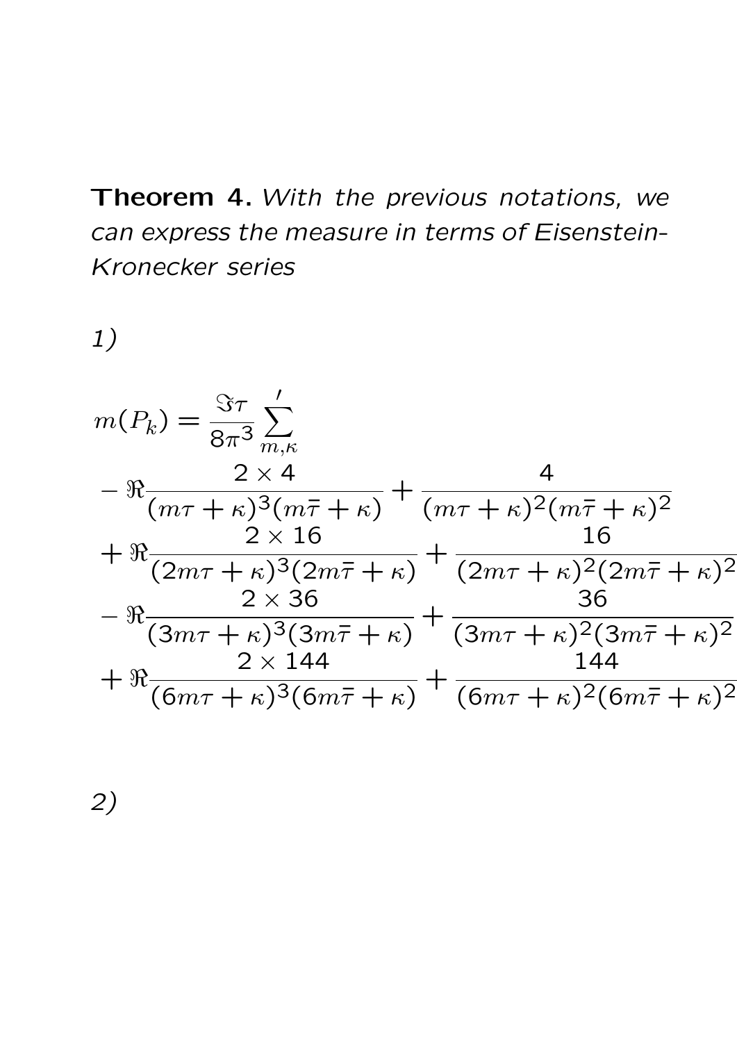**Theorem 4.** *With the previous notations, we can express the measure in terms of Eisenstein-Kronecker series*

*1)*

$$
\begin{aligned}
m(P_k) = \frac{\Im\tau}{8\pi^3} \sideset{}{'}\sum_{m,\kappa} \\
-\Re\frac{2\times 4}{(m\tau+\kappa)^3(m\bar{\tau}+\kappa)} + \frac{4}{(m\tau+\kappa)^2(m\bar{\tau}+\kappa)^2} \\
+\Re\frac{2\times 16}{(2m\tau+\kappa)^3(2m\bar{\tau}+\kappa)} + \frac{16}{(2m\tau+\kappa)^2(2m\bar{\tau}+\kappa)^2} \\
-\Re\frac{2\times 36}{(3m\tau+\kappa)^3(3m\bar{\tau}+\kappa)} + \frac{36}{(3m\tau+\kappa)^2(3m\bar{\tau}+\kappa)^2} \\
+\Re\frac{2\times 144}{(6m\tau+\kappa)^3(6m\bar{\tau}+\kappa)} + \frac{144}{(6m\tau+\kappa)^2(6m\bar{\tau}+\kappa)^2}
\end{aligned}
$$

*2)*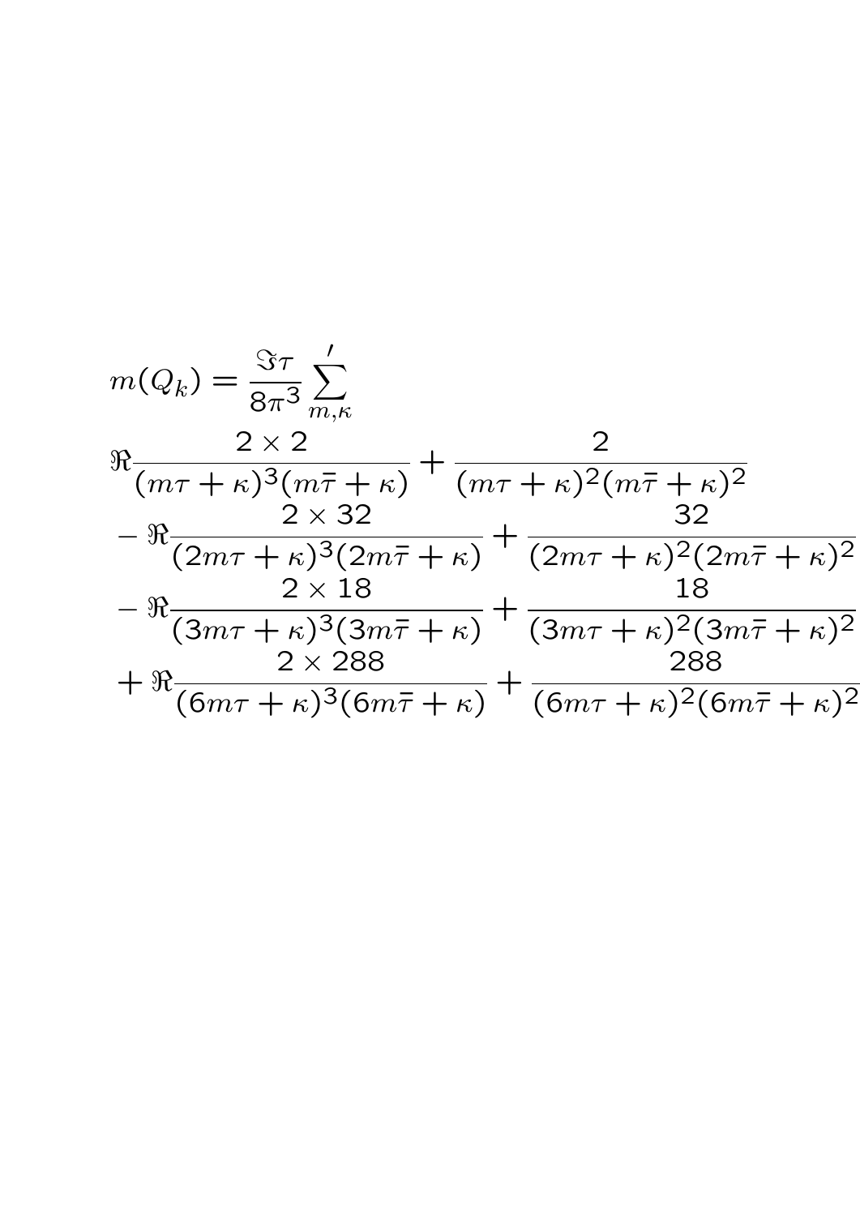$$
\begin{aligned}
m(Q_k) = {} & \frac{\Im\tau}{8\pi^3} \sum_{m,\kappa}{}' \\
& \Re\frac{2\times 2}{(m\tau+\kappa)^3(m\bar{\tau}+\kappa)} + \frac{2}{(m\tau+\kappa)^2(m\bar{\tau}+\kappa)^2} \\
& - \Re\frac{2\times 32}{(2m\tau+\kappa)^3(2m\bar{\tau}+\kappa)} + \frac{32}{(2m\tau+\kappa)^2(2m\bar{\tau}+\kappa)^2} \\
& - \Re\frac{2\times 18}{(3m\tau+\kappa)^3(3m\bar{\tau}+\kappa)} + \frac{18}{(3m\tau+\kappa)^2(3m\bar{\tau}+\kappa)^2} \\
& + \Re\frac{2\times 288}{(6m\tau+\kappa)^3(6m\bar{\tau}+\kappa)} + \frac{288}{(6m\tau+\kappa)^2(6m\bar{\tau}+\kappa)^2}
\end{aligned}
$$